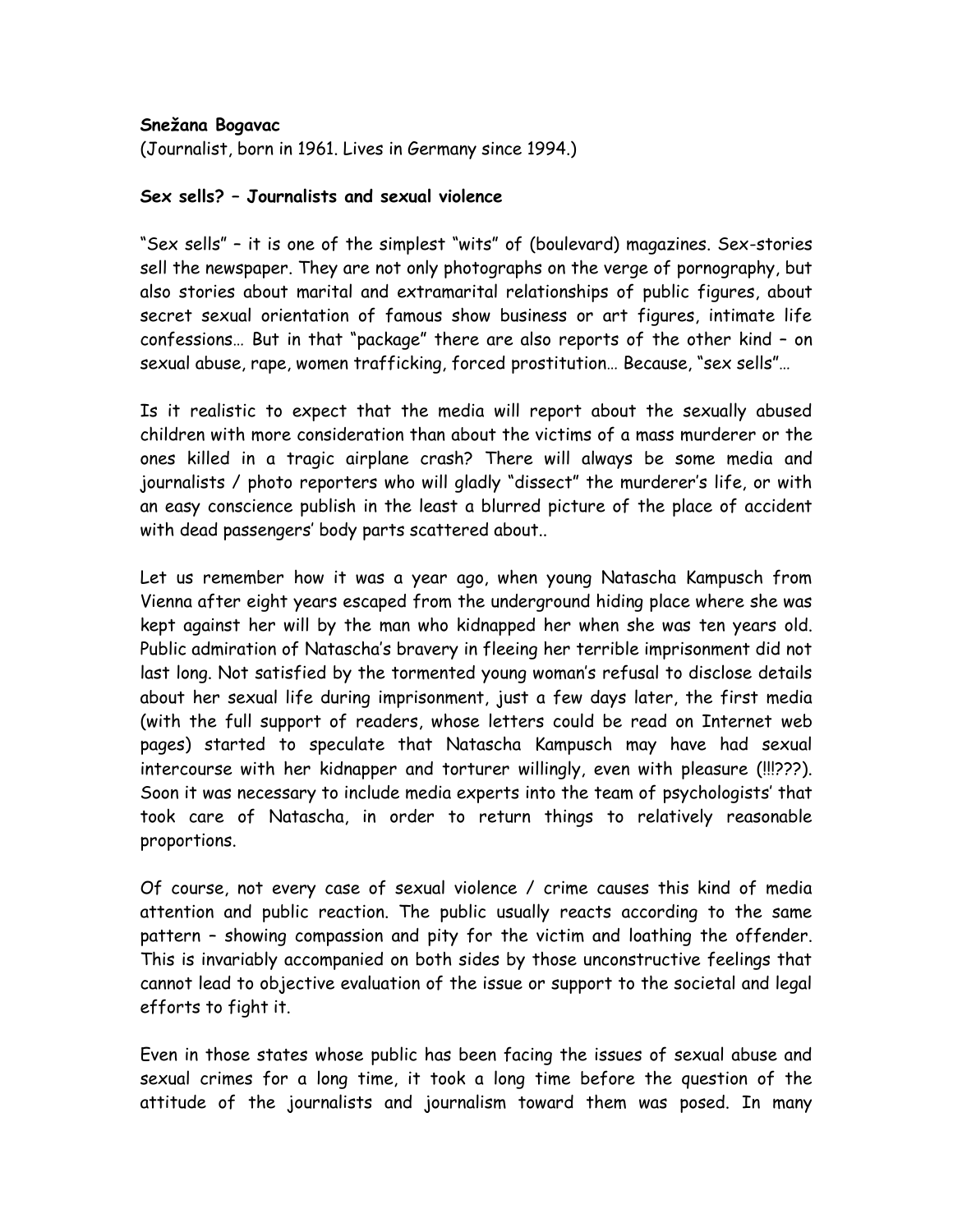**Snežana Bogavac**

(Journalist, born in 1961. Lives in Germany since 1994.)

**Sex sells? – Journalists and sexual violence**

"Sex sells" – it is one of the simplest "wits" of (boulevard) magazines. Sex-stories sell the newspaper. They are not only photographs on the verge of pornography, but also stories about marital and extramarital relationships of public figures, about secret sexual orientation of famous show business or art figures, intimate life confessions… But in that "package" there are also reports of the other kind – on sexual abuse, rape, women trafficking, forced prostitution… Because, "sex sells"…

Is it realistic to expect that the media will report about the sexually abused children with more consideration than about the victims of a mass murderer or the ones killed in a tragic airplane crash? There will always be some media and journalists / photo reporters who will gladly "dissect" the murderer's life, or with an easy conscience publish in the least a blurred picture of the place of accident with dead passengers' body parts scattered about..

Let us remember how it was a year ago, when young Natascha Kampusch from Vienna after eight years escaped from the underground hiding place where she was kept against her will by the man who kidnapped her when she was ten years old. Public admiration of Natascha's bravery in fleeing her terrible imprisonment did not last long. Not satisfied by the tormented young woman's refusal to disclose details about her sexual life during imprisonment, just a few days later, the first media (with the full support of readers, whose letters could be read on Internet web pages) started to speculate that Natascha Kampusch may have had sexual intercourse with her kidnapper and torturer willingly, even with pleasure (!!!???). Soon it was necessary to include media experts into the team of psychologists' that took care of Natascha, in order to return things to relatively reasonable proportions.

Of course, not every case of sexual violence / crime causes this kind of media attention and public reaction. The public usually reacts according to the same pattern – showing compassion and pity for the victim and loathing the offender. This is invariably accompanied on both sides by those unconstructive feelings that cannot lead to objective evaluation of the issue or support to the societal and legal efforts to fight it.

Even in those states whose public has been facing the issues of sexual abuse and sexual crimes for a long time, it took a long time before the question of the attitude of the journalists and journalism toward them was posed. In many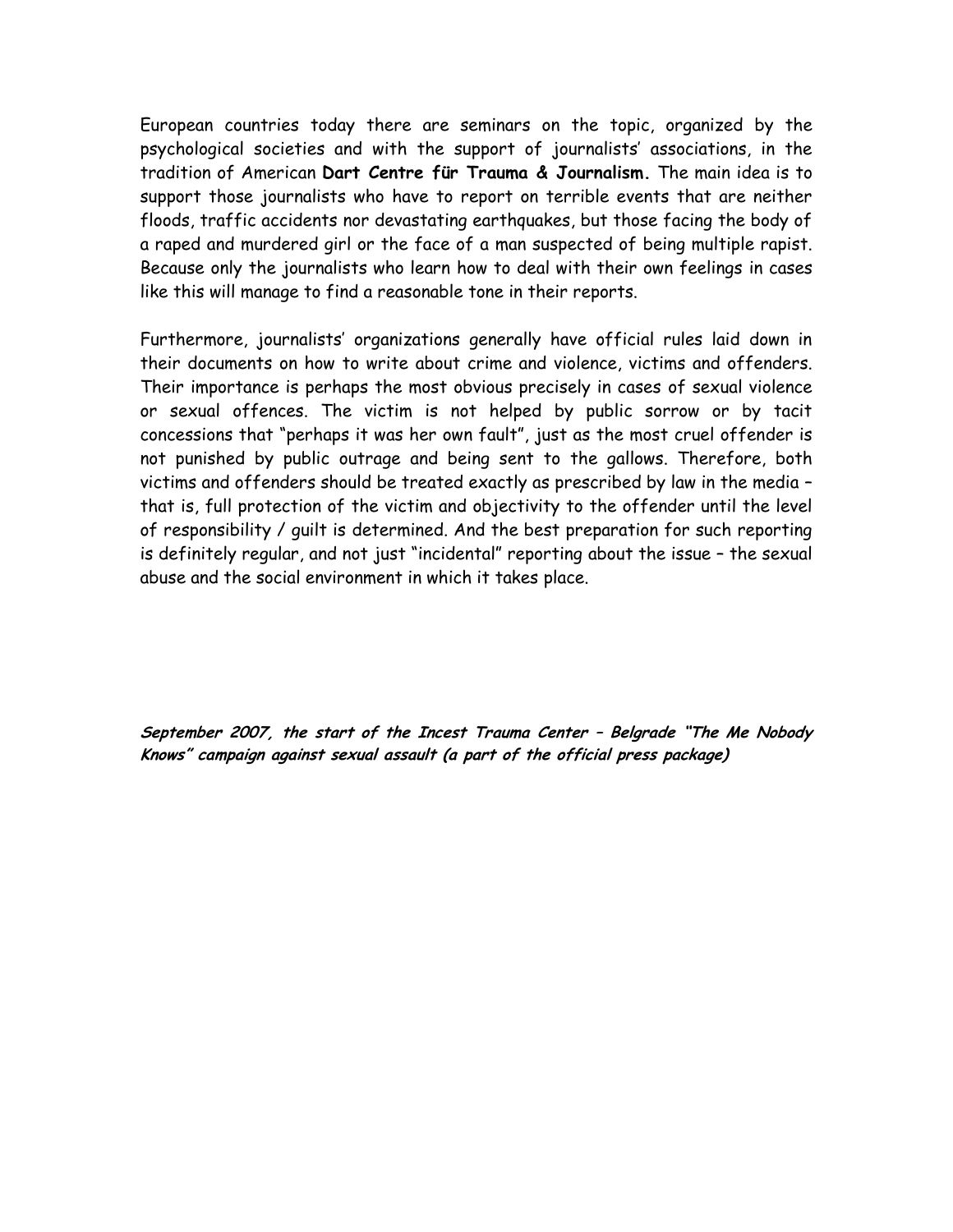European countries today there are seminars on the topic, organized by the psychological societies and with the support of journalists' associations, in the tradition of American **Dart Centre für Trauma & Journalism.** The main idea is to support those journalists who have to report on terrible events that are neither floods, traffic accidents nor devastating earthquakes, but those facing the body of a raped and murdered girl or the face of a man suspected of being multiple rapist. Because only the journalists who learn how to deal with their own feelings in cases like this will manage to find a reasonable tone in their reports.

Furthermore, journalists' organizations generally have official rules laid down in their documents on how to write about crime and violence, victims and offenders. Their importance is perhaps the most obvious precisely in cases of sexual violence or sexual offences. The victim is not helped by public sorrow or by tacit concessions that "perhaps it was her own fault", just as the most cruel offender is not punished by public outrage and being sent to the gallows. Therefore, both victims and offenders should be treated exactly as prescribed by law in the media – that is, full protection of the victim and objectivity to the offender until the level of responsibility / guilt is determined. And the best preparation for such reporting is definitely regular, and not just "incidental" reporting about the issue – the sexual abuse and the social environment in which it takes place.

***September 2007, the start of the Incest Trauma Center – Belgrade "The Me Nobody Knows" campaign against sexual assault (a part of the official press package)***